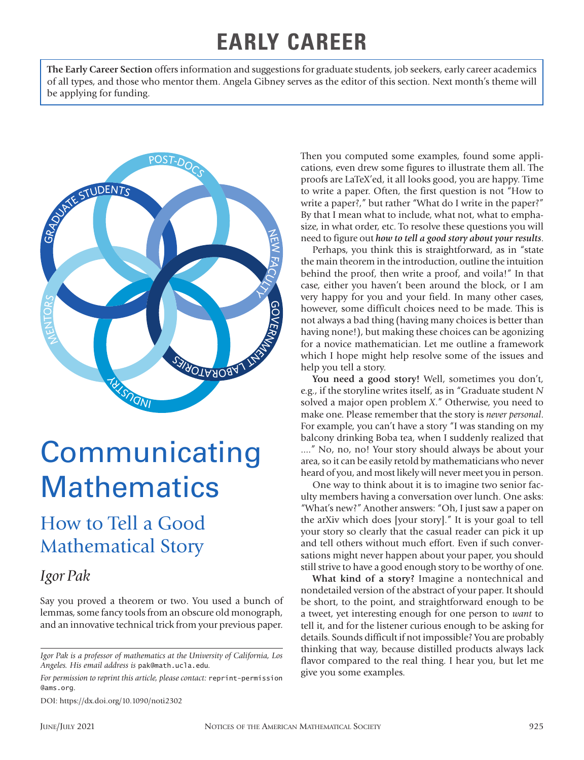# EARLY CAREER

**The Early Career Section** offers information and suggestions for graduate students, job seekers, early career academics of all types, and those who mentor them. Angela Gibney serves as the editor of this section. Next month's theme will be applying for funding.

# Communicating Mathematics

## How to Tell a Good Mathematical Story

### *Igor Pak*

Say you proved a theorem or two. You used a bunch of lemmas, some fancy tools from an obscure old monograph, and an innovative technical trick from your previous paper. Then you computed some examples, found some applications, even drew some figures to illustrate them all. The proofs are LaTeX'ed, it all looks good, you are happy. Time to write a paper. Often, the first question is not "How to write a paper?," but rather "What do I write in the paper?" By that I mean what to include, what not, what to emphasize, in what order, etc. To resolve these questions you will need to figure out ***how to tell a good story about your results***.

Perhaps, you think this is straightforward, as in "state the main theorem in the introduction, outline the intuition behind the proof, then write a proof, and voila!" In that case, either you haven't been around the block, or I am very happy for you and your field. In many other cases, however, some difficult choices need to be made. This is not always a bad thing (having many choices is better than having none!), but making these choices can be agonizing for a novice mathematician. Let me outline a framework which I hope might help resolve some of the issues and help you tell a story.

**You need a good story!** Well, sometimes you don't, e.g., if the storyline writes itself, as in "Graduate student *N* solved a major open problem *X*." Otherwise, you need to make one. Please remember that the story is *never personal*. For example, you can't have a story "I was standing on my balcony drinking Boba tea, when I suddenly realized that ...." No, no, no! Your story should always be about your area, so it can be easily retold by mathematicians who never heard of you, and most likely will never meet you in person.

One way to think about it is to imagine two senior faculty members having a conversation over lunch. One asks: "What's new?" Another answers: "Oh, I just saw a paper on the arXiv which does [your story]." It is your goal to tell your story so clearly that the casual reader can pick it up and tell others without much effort. Even if such conversations might never happen about your paper, you should still strive to have a good enough story to be worthy of one.

**What kind of a story?** Imagine a nontechnical and nondetailed version of the abstract of your paper. It should be short, to the point, and straightforward enough to be a tweet, yet interesting enough for one person to *want* to tell it, and for the listener curious enough to be asking for details. Sounds difficult if not impossible? You are probably thinking that way, because distilled products always lack flavor compared to the real thing. I hear you, but let me give you some examples.

---

*Igor Pak is a professor of mathematics at the University of California, Los Angeles. His email address is* pak@math.ucla.edu.

*For permission to reprint this article, please contact:* reprint-permission@ams.org.

DOI: https://dx.doi.org/10.1090/noti2302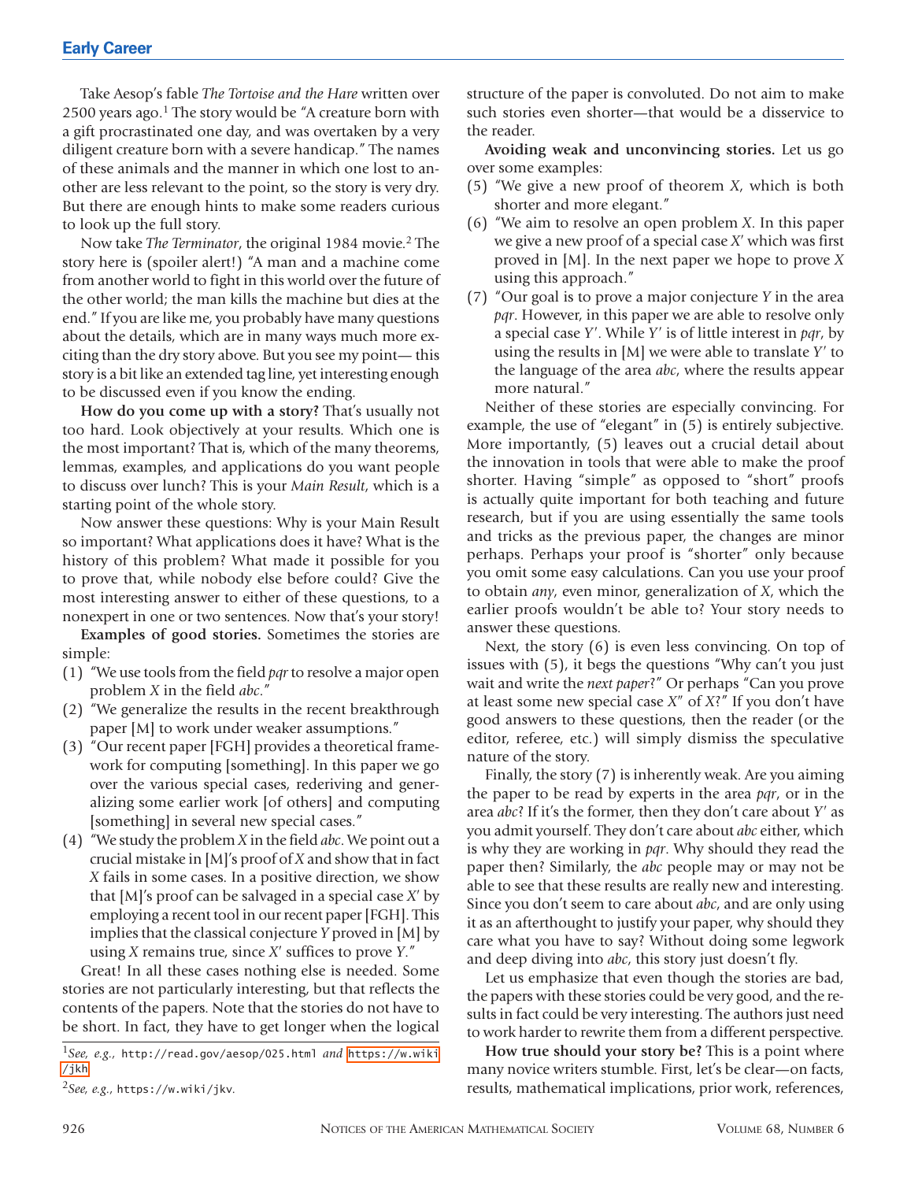Take Aesop's fable *The Tortoise and the Hare* written over 2500 years ago.[1] The story would be "A creature born with a gift procrastinated one day, and was overtaken by a very diligent creature born with a severe handicap." The names of these animals and the manner in which one lost to another are less relevant to the point, so the story is very dry. But there are enough hints to make some readers curious to look up the full story.

Now take *The Terminator*, the original 1984 movie.[2] The story here is (spoiler alert!) "A man and a machine come from another world to fight in this world over the future of the other world; the man kills the machine but dies at the end." If you are like me, you probably have many questions about the details, which are in many ways much more exciting than the dry story above. But you see my point— this story is a bit like an extended tag line, yet interesting enough to be discussed even if you know the ending.

**How do you come up with a story?** That's usually not too hard. Look objectively at your results. Which one is the most important? That is, which of the many theorems, lemmas, examples, and applications do you want people to discuss over lunch? This is your *Main Result*, which is a starting point of the whole story.

Now answer these questions: Why is your Main Result so important? What applications does it have? What is the history of this problem? What made it possible for you to prove that, while nobody else before could? Give the most interesting answer to either of these questions, to a nonexpert in one or two sentences. Now that's your story!

**Examples of good stories.** Sometimes the stories are simple:

(1) "We use tools from the field *pqr* to resolve a major open problem *X* in the field *abc*."
(2) "We generalize the results in the recent breakthrough paper [M] to work under weaker assumptions."
(3) "Our recent paper [FGH] provides a theoretical framework for computing [something]. In this paper we go over the various special cases, rederiving and generalizing some earlier work [of others] and computing [something] in several new special cases."
(4) "We study the problem *X* in the field *abc*. We point out a crucial mistake in [M]'s proof of *X* and show that in fact *X* fails in some cases. In a positive direction, we show that [M]'s proof can be salvaged in a special case *X'* by employing a recent tool in our recent paper [FGH]. This implies that the classical conjecture *Y* proved in [M] by using *X* remains true, since *X'* suffices to prove *Y*."

Great! In all these cases nothing else is needed. Some stories are not particularly interesting, but that reflects the contents of the papers. Note that the stories do not have to be short. In fact, they have to get longer when the logical structure of the paper is convoluted. Do not aim to make such stories even shorter—that would be a disservice to the reader.

**Avoiding weak and unconvincing stories.** Let us go over some examples:

(5) "We give a new proof of theorem *X*, which is both shorter and more elegant."
(6) "We aim to resolve an open problem *X*. In this paper we give a new proof of a special case *X'* which was first proved in [M]. In the next paper we hope to prove *X* using this approach."
(7) "Our goal is to prove a major conjecture *Y* in the area *pqr*. However, in this paper we are able to resolve only a special case *Y'*. While *Y'* is of little interest in *pqr*, by using the results in [M] we were able to translate *Y'* to the language of the area *abc*, where the results appear more natural."

Neither of these stories are especially convincing. For example, the use of "elegant" in (5) is entirely subjective. More importantly, (5) leaves out a crucial detail about the innovation in tools that were able to make the proof shorter. Having "simple" as opposed to "short" proofs is actually quite important for both teaching and future research, but if you are using essentially the same tools and tricks as the previous paper, the changes are minor perhaps. Perhaps your proof is "shorter" only because you omit some easy calculations. Can you use your proof to obtain *any*, even minor, generalization of *X*, which the earlier proofs wouldn't be able to? Your story needs to answer these questions.

Next, the story (6) is even less convincing. On top of issues with (5), it begs the questions "Why can't you just wait and write the *next paper*?" Or perhaps "Can you prove at least some new special case *X''* of *X*?" If you don't have good answers to these questions, then the reader (or the editor, referee, etc.) will simply dismiss the speculative nature of the story.

Finally, the story (7) is inherently weak. Are you aiming the paper to be read by experts in the area *pqr*, or in the area *abc*? If it's the former, then they don't care about *Y'* as you admit yourself. They don't care about *abc* either, which is why they are working in *pqr*. Why should they read the paper then? Similarly, the *abc* people may or may not be able to see that these results are really new and interesting. Since you don't seem to care about *abc*, and are only using it as an afterthought to justify your paper, why should they care what you have to say? Without doing some legwork and deep diving into *abc*, this story just doesn't fly.

Let us emphasize that even though the stories are bad, the papers with these stories could be very good, and the results in fact could be very interesting. The authors just need to work harder to rewrite them from a different perspective.

**How true should your story be?** This is a point where many novice writers stumble. First, let's be clear—on facts, results, mathematical implications, prior work, references,

[1] *See, e.g.,* http://read.gov/aesop/025.html *and* https://w.wiki/jkh

[2] *See, e.g.,* https://w.wiki/jkv.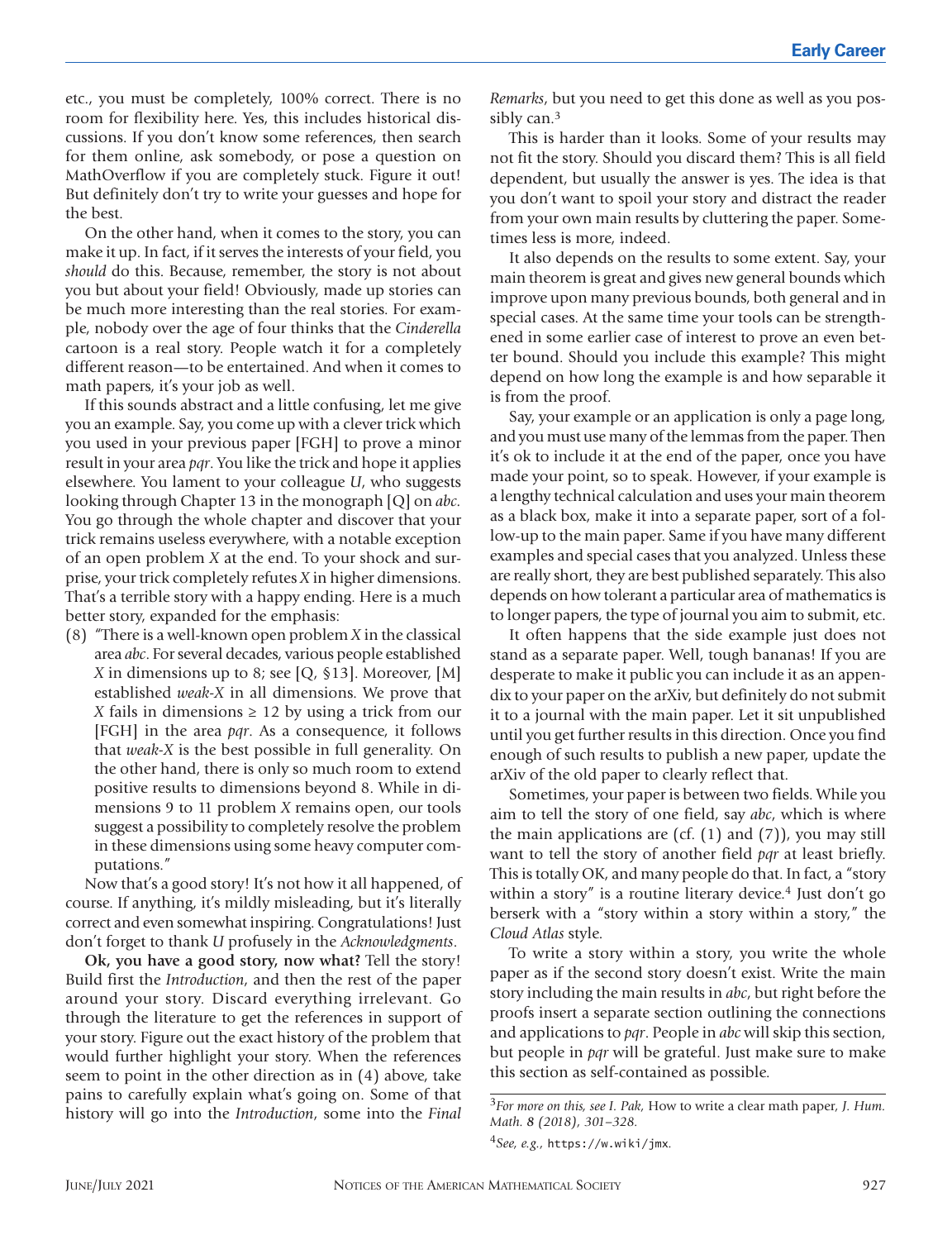etc., you must be completely, 100% correct. There is no room for flexibility here. Yes, this includes historical discussions. If you don't know some references, then search for them online, ask somebody, or pose a question on MathOverflow if you are completely stuck. Figure it out! But definitely don't try to write your guesses and hope for the best.

On the other hand, when it comes to the story, you can make it up. In fact, if it serves the interests of your field, you *should* do this. Because, remember, the story is not about you but about your field! Obviously, made up stories can be much more interesting than the real stories. For example, nobody over the age of four thinks that the *Cinderella* cartoon is a real story. People watch it for a completely different reason—to be entertained. And when it comes to math papers, it's your job as well.

If this sounds abstract and a little confusing, let me give you an example. Say, you come up with a clever trick which you used in your previous paper [FGH] to prove a minor result in your area *pqr*. You like the trick and hope it applies elsewhere. You lament to your colleague *U*, who suggests looking through Chapter 13 in the monograph [Q] on *abc*. You go through the whole chapter and discover that your trick remains useless everywhere, with a notable exception of an open problem *X* at the end. To your shock and surprise, your trick completely refutes *X* in higher dimensions. That's a terrible story with a happy ending. Here is a much better story, expanded for the emphasis:

(8) "There is a well-known open problem *X* in the classical area *abc*. For several decades, various people established *X* in dimensions up to 8; see [Q, §13]. Moreover, [M] established *weak-X* in all dimensions. We prove that *X* fails in dimensions $\geq 12$ by using a trick from our [FGH] in the area *pqr*. As a consequence, it follows that *weak-X* is the best possible in full generality. On the other hand, there is only so much room to extend positive results to dimensions beyond 8. While in dimensions 9 to 11 problem *X* remains open, our tools suggest a possibility to completely resolve the problem in these dimensions using some heavy computer computations."

Now that's a good story! It's not how it all happened, of course. If anything, it's mildly misleading, but it's literally correct and even somewhat inspiring. Congratulations! Just don't forget to thank *U* profusely in the *Acknowledgments*.

**Ok, you have a good story, now what?** Tell the story! Build first the *Introduction*, and then the rest of the paper around your story. Discard everything irrelevant. Go through the literature to get the references in support of your story. Figure out the exact history of the problem that would further highlight your story. When the references seem to point in the other direction as in (4) above, take pains to carefully explain what's going on. Some of that history will go into the *Introduction*, some into the *Final Remarks*, but you need to get this done as well as you possibly can.[3]

This is harder than it looks. Some of your results may not fit the story. Should you discard them? This is all field dependent, but usually the answer is yes. The idea is that you don't want to spoil your story and distract the reader from your own main results by cluttering the paper. Sometimes less is more, indeed.

It also depends on the results to some extent. Say, your main theorem is great and gives new general bounds which improve upon many previous bounds, both general and in special cases. At the same time your tools can be strengthened in some earlier case of interest to prove an even better bound. Should you include this example? This might depend on how long the example is and how separable it is from the proof.

Say, your example or an application is only a page long, and you must use many of the lemmas from the paper. Then it's ok to include it at the end of the paper, once you have made your point, so to speak. However, if your example is a lengthy technical calculation and uses your main theorem as a black box, make it into a separate paper, sort of a follow-up to the main paper. Same if you have many different examples and special cases that you analyzed. Unless these are really short, they are best published separately. This also depends on how tolerant a particular area of mathematics is to longer papers, the type of journal you aim to submit, etc.

It often happens that the side example just does not stand as a separate paper. Well, tough bananas! If you are desperate to make it public you can include it as an appendix to your paper on the arXiv, but definitely do not submit it to a journal with the main paper. Let it sit unpublished until you get further results in this direction. Once you find enough of such results to publish a new paper, update the arXiv of the old paper to clearly reflect that.

Sometimes, your paper is between two fields. While you aim to tell the story of one field, say *abc*, which is where the main applications are (cf. (1) and (7)), you may still want to tell the story of another field *pqr* at least briefly. This is totally OK, and many people do that. In fact, a "story within a story" is a routine literary device.[4] Just don't go berserk with a "story within a story within a story," the *Cloud Atlas* style.

To write a story within a story, you write the whole paper as if the second story doesn't exist. Write the main story including the main results in *abc*, but right before the proofs insert a separate section outlining the connections and applications to *pqr*. People in *abc* will skip this section, but people in *pqr* will be grateful. Just make sure to make this section as self-contained as possible.

[3] *For more on this, see I. Pak,* How to write a clear math paper*, J. Hum. Math.* **8** *(2018), 301–328.*

[4] *See, e.g.,* https://w.wiki/jmx.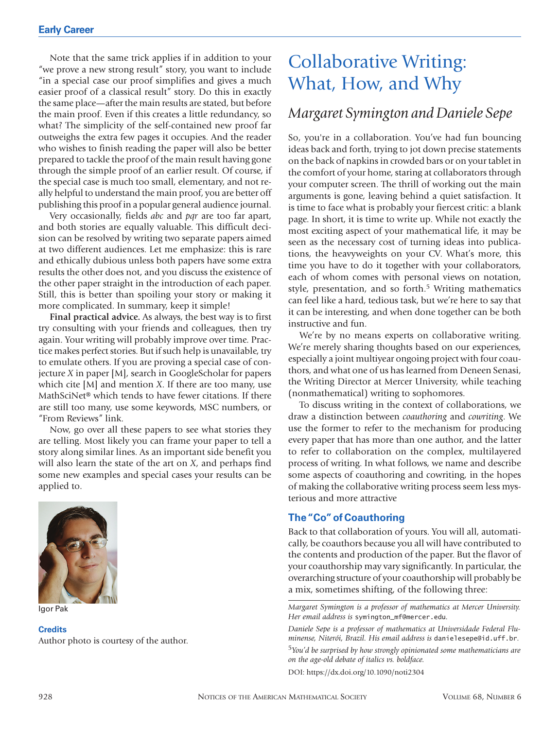Note that the same trick applies if in addition to your "we prove a new strong result" story, you want to include "in a special case our proof simplifies and gives a much easier proof of a classical result" story. Do this in exactly the same place—after the main results are stated, but before the main proof. Even if this creates a little redundancy, so what? The simplicity of the self-contained new proof far outweighs the extra few pages it occupies. And the reader who wishes to finish reading the paper will also be better prepared to tackle the proof of the main result having gone through the simple proof of an earlier result. Of course, if the special case is much too small, elementary, and not really helpful to understand the main proof, you are better off publishing this proof in a popular general audience journal.

Very occasionally, fields *abc* and *pqr* are too far apart, and both stories are equally valuable. This difficult decision can be resolved by writing two separate papers aimed at two different audiences. Let me emphasize: this is rare and ethically dubious unless both papers have some extra results the other does not, and you discuss the existence of the other paper straight in the introduction of each paper. Still, this is better than spoiling your story or making it more complicated. In summary, keep it simple!

**Final practical advice.** As always, the best way is to first try consulting with your friends and colleagues, then try again. Your writing will probably improve over time. Practice makes perfect stories. But if such help is unavailable, try to emulate others. If you are proving a special case of conjecture *X* in paper [M], search in GoogleScholar for papers which cite [M] and mention *X*. If there are too many, use MathSciNet® which tends to have fewer citations. If there are still too many, use some keywords, MSC numbers, or "From Reviews" link.

Now, go over all these papers to see what stories they are telling. Most likely you can frame your paper to tell a story along similar lines. As an important side benefit you will also learn the state of the art on *X*, and perhaps find some new examples and special cases your results can be applied to.

Igor Pak

**Credits**

Author photo is courtesy of the author.

# Collaborative Writing: What, How, and Why

## *Margaret Symington and Daniele Sepe*

So, you're in a collaboration. You've had fun bouncing ideas back and forth, trying to jot down precise statements on the back of napkins in crowded bars or on your tablet in the comfort of your home, staring at collaborators through your computer screen. The thrill of working out the main arguments is gone, leaving behind a quiet satisfaction. It is time to face what is probably your fiercest critic: a blank page. In short, it is time to write up. While not exactly the most exciting aspect of your mathematical life, it may be seen as the necessary cost of turning ideas into publications, the heavyweights on your CV. What's more, this time you have to do it together with your collaborators, each of whom comes with personal views on notation, style, presentation, and so forth.[5] Writing mathematics can feel like a hard, tedious task, but we're here to say that it can be interesting, and when done together can be both instructive and fun.

We're by no means experts on collaborative writing. We're merely sharing thoughts based on our experiences, especially a joint multiyear ongoing project with four coauthors, and what one of us has learned from Deneen Senasi, the Writing Director at Mercer University, while teaching (nonmathematical) writing to sophomores.

To discuss writing in the context of collaborations, we draw a distinction between *coauthoring* and *cowriting*. We use the former to refer to the mechanism for producing every paper that has more than one author, and the latter to refer to collaboration on the complex, multilayered process of writing. In what follows, we name and describe some aspects of coauthoring and cowriting, in the hopes of making the collaborative writing process seem less mysterious and more attractive

### The "Co" of Coauthoring

Back to that collaboration of yours. You will all, automatically, be coauthors because you all will have contributed to the contents and production of the paper. But the flavor of your coauthorship may vary significantly. In particular, the overarching structure of your coauthorship will probably be a mix, sometimes shifting, of the following three:

*Margaret Symington is a professor of mathematics at Mercer University. Her email address is* symington_mf@mercer.edu.

*Daniele Sepe is a professor of mathematics at Universidade Federal Fluminense, Niterói, Brazil. His email address is* danielesepe@id.uff.br.

[5]*You'd be surprised by how strongly opinionated some mathematicians are on the age-old debate of italics vs. boldface.*

DOI: https://dx.doi.org/10.1090/noti2304